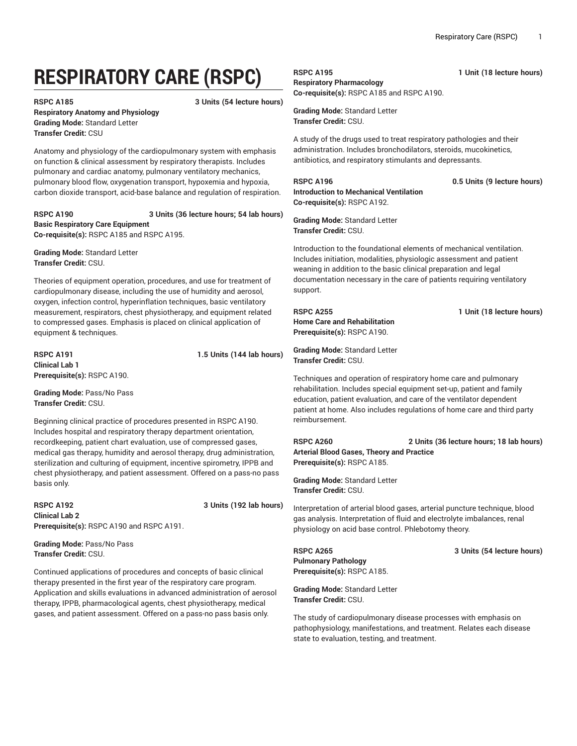# RESPIRATORY CARE (RSPC)

**RSPC A185** **3 Units (54 lecture hours)**
**Respiratory Anatomy and Physiology**
**Grading Mode:** Standard Letter
**Transfer Credit:** CSU

Anatomy and physiology of the cardiopulmonary system with emphasis on function & clinical assessment by respiratory therapists. Includes pulmonary and cardiac anatomy, pulmonary ventilatory mechanics, pulmonary blood flow, oxygenation transport, hypoxemia and hypoxia, carbon dioxide transport, acid-base balance and regulation of respiration.

**RSPC A190** **3 Units (36 lecture hours; 54 lab hours)**
**Basic Respiratory Care Equipment**
**Co-requisite(s):** RSPC A185 and RSPC A195.

**Grading Mode:** Standard Letter
**Transfer Credit:** CSU.

Theories of equipment operation, procedures, and use for treatment of cardiopulmonary disease, including the use of humidity and aerosol, oxygen, infection control, hyperinflation techniques, basic ventilatory measurement, respirators, chest physiotherapy, and equipment related to compressed gases. Emphasis is placed on clinical application of equipment & techniques.

**RSPC A191** **1.5 Units (144 lab hours)**
**Clinical Lab 1**
**Prerequisite(s):** RSPC A190.

**Grading Mode:** Pass/No Pass
**Transfer Credit:** CSU.

Beginning clinical practice of procedures presented in RSPC A190. Includes hospital and respiratory therapy department orientation, recordkeeping, patient chart evaluation, use of compressed gases, medical gas therapy, humidity and aerosol therapy, drug administration, sterilization and culturing of equipment, incentive spirometry, IPPB and chest physiotherapy, and patient assessment. Offered on a pass-no pass basis only.

**RSPC A192** **3 Units (192 lab hours)**
**Clinical Lab 2**
**Prerequisite(s):** RSPC A190 and RSPC A191.

**Grading Mode:** Pass/No Pass
**Transfer Credit:** CSU.

Continued applications of procedures and concepts of basic clinical therapy presented in the first year of the respiratory care program. Application and skills evaluations in advanced administration of aerosol therapy, IPPB, pharmacological agents, chest physiotherapy, medical gases, and patient assessment. Offered on a pass-no pass basis only.

**RSPC A195** **1 Unit (18 lecture hours)**
**Respiratory Pharmacology**
**Co-requisite(s):** RSPC A185 and RSPC A190.

**Grading Mode:** Standard Letter
**Transfer Credit:** CSU.

A study of the drugs used to treat respiratory pathologies and their administration. Includes bronchodilators, steroids, mucokinetics, antibiotics, and respiratory stimulants and depressants.

**RSPC A196** **0.5 Units (9 lecture hours)**
**Introduction to Mechanical Ventilation**
**Co-requisite(s):** RSPC A192.

**Grading Mode:** Standard Letter
**Transfer Credit:** CSU.

Introduction to the foundational elements of mechanical ventilation. Includes initiation, modalities, physiologic assessment and patient weaning in addition to the basic clinical preparation and legal documentation necessary in the care of patients requiring ventilatory support.

**RSPC A255** **1 Unit (18 lecture hours)**
**Home Care and Rehabilitation**
**Prerequisite(s):** RSPC A190.

**Grading Mode:** Standard Letter
**Transfer Credit:** CSU.

Techniques and operation of respiratory home care and pulmonary rehabilitation. Includes special equipment set-up, patient and family education, patient evaluation, and care of the ventilator dependent patient at home. Also includes regulations of home care and third party reimbursement.

**RSPC A260** **2 Units (36 lecture hours; 18 lab hours)**
**Arterial Blood Gases, Theory and Practice**
**Prerequisite(s):** RSPC A185.

**Grading Mode:** Standard Letter
**Transfer Credit:** CSU.

Interpretation of arterial blood gases, arterial puncture technique, blood gas analysis. Interpretation of fluid and electrolyte imbalances, renal physiology on acid base control. Phlebotomy theory.

**RSPC A265** **3 Units (54 lecture hours)**
**Pulmonary Pathology**
**Prerequisite(s):** RSPC A185.

**Grading Mode:** Standard Letter
**Transfer Credit:** CSU.

The study of cardiopulmonary disease processes with emphasis on pathophysiology, manifestations, and treatment. Relates each disease state to evaluation, testing, and treatment.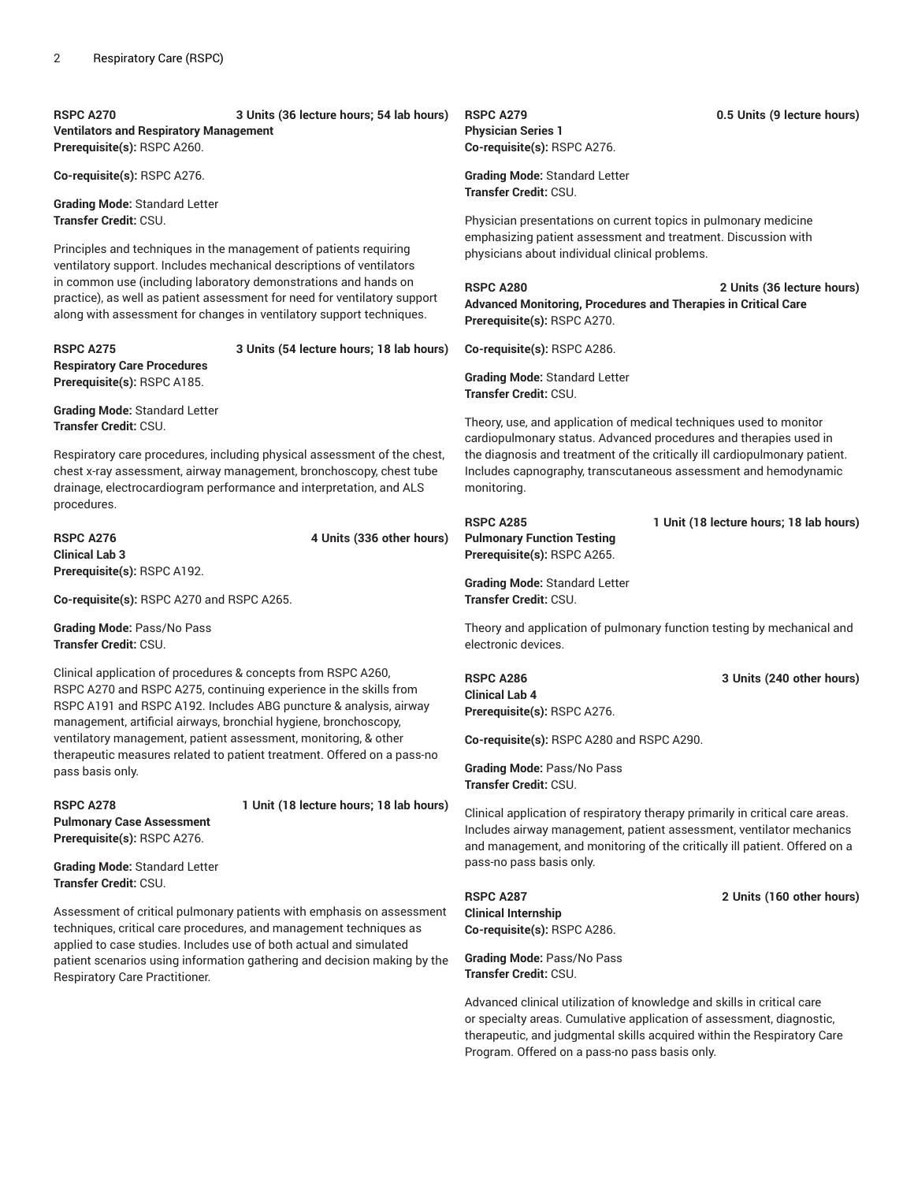**RSPC A270** **3 Units (36 lecture hours; 54 lab hours)**
**Ventilators and Respiratory Management**
**Prerequisite(s):** RSPC A260.

**Co-requisite(s):** RSPC A276.

**Grading Mode:** Standard Letter
**Transfer Credit:** CSU.

Principles and techniques in the management of patients requiring ventilatory support. Includes mechanical descriptions of ventilators in common use (including laboratory demonstrations and hands on practice), as well as patient assessment for need for ventilatory support along with assessment for changes in ventilatory support techniques.

**RSPC A275** **3 Units (54 lecture hours; 18 lab hours)**
**Respiratory Care Procedures**
**Prerequisite(s):** RSPC A185.

**Grading Mode:** Standard Letter
**Transfer Credit:** CSU.

Respiratory care procedures, including physical assessment of the chest, chest x-ray assessment, airway management, bronchoscopy, chest tube drainage, electrocardiogram performance and interpretation, and ALS procedures.

**RSPC A276** **4 Units (336 other hours)**
**Clinical Lab 3**
**Prerequisite(s):** RSPC A192.

**Co-requisite(s):** RSPC A270 and RSPC A265.

**Grading Mode:** Pass/No Pass
**Transfer Credit:** CSU.

Clinical application of procedures & concepts from RSPC A260, RSPC A270 and RSPC A275, continuing experience in the skills from RSPC A191 and RSPC A192. Includes ABG puncture & analysis, airway management, artificial airways, bronchial hygiene, bronchoscopy, ventilatory management, patient assessment, monitoring, & other therapeutic measures related to patient treatment. Offered on a pass-no pass basis only.

**RSPC A278** **1 Unit (18 lecture hours; 18 lab hours)**
**Pulmonary Case Assessment**
**Prerequisite(s):** RSPC A276.

**Grading Mode:** Standard Letter
**Transfer Credit:** CSU.

Assessment of critical pulmonary patients with emphasis on assessment techniques, critical care procedures, and management techniques as applied to case studies. Includes use of both actual and simulated patient scenarios using information gathering and decision making by the Respiratory Care Practitioner.

**RSPC A279** **0.5 Units (9 lecture hours)**
**Physician Series 1**
**Co-requisite(s):** RSPC A276.

**Grading Mode:** Standard Letter
**Transfer Credit:** CSU.

Physician presentations on current topics in pulmonary medicine emphasizing patient assessment and treatment. Discussion with physicians about individual clinical problems.

**RSPC A280** **2 Units (36 lecture hours)**
**Advanced Monitoring, Procedures and Therapies in Critical Care**
**Prerequisite(s):** RSPC A270.

**Co-requisite(s):** RSPC A286.

**Grading Mode:** Standard Letter
**Transfer Credit:** CSU.

Theory, use, and application of medical techniques used to monitor cardiopulmonary status. Advanced procedures and therapies used in the diagnosis and treatment of the critically ill cardiopulmonary patient. Includes capnography, transcutaneous assessment and hemodynamic monitoring.

**RSPC A285** **1 Unit (18 lecture hours; 18 lab hours)**
**Pulmonary Function Testing**
**Prerequisite(s):** RSPC A265.

**Grading Mode:** Standard Letter
**Transfer Credit:** CSU.

Theory and application of pulmonary function testing by mechanical and electronic devices.

**RSPC A286** **3 Units (240 other hours)**
**Clinical Lab 4**
**Prerequisite(s):** RSPC A276.

**Co-requisite(s):** RSPC A280 and RSPC A290.

**Grading Mode:** Pass/No Pass
**Transfer Credit:** CSU.

Clinical application of respiratory therapy primarily in critical care areas. Includes airway management, patient assessment, ventilator mechanics and management, and monitoring of the critically ill patient. Offered on a pass-no pass basis only.

**RSPC A287** **2 Units (160 other hours)**
**Clinical Internship**
**Co-requisite(s):** RSPC A286.

**Grading Mode:** Pass/No Pass
**Transfer Credit:** CSU.

Advanced clinical utilization of knowledge and skills in critical care or specialty areas. Cumulative application of assessment, diagnostic, therapeutic, and judgmental skills acquired within the Respiratory Care Program. Offered on a pass-no pass basis only.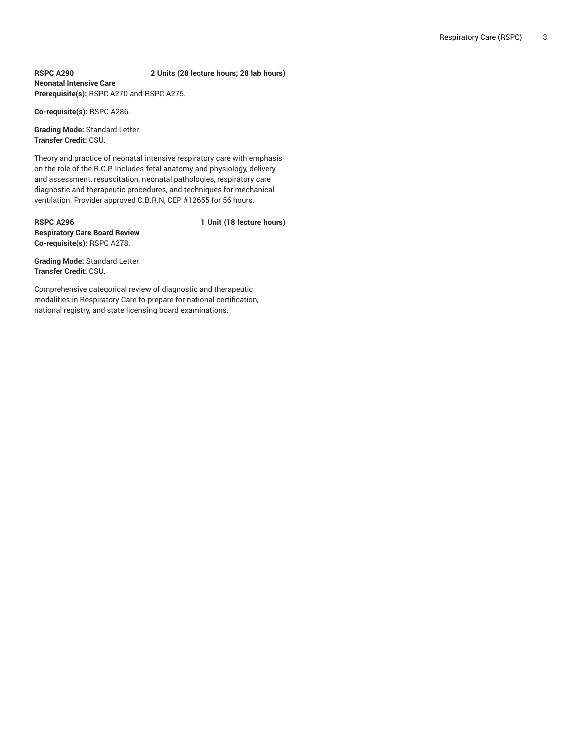**RSPC A290** **2 Units (28 lecture hours; 28 lab hours)**
**Neonatal Intensive Care**
**Prerequisite(s):** RSPC A270 and RSPC A275.

**Co-requisite(s):** RSPC A286.

**Grading Mode:** Standard Letter
**Transfer Credit:** CSU.

Theory and practice of neonatal intensive respiratory care with emphasis on the role of the R.C.P. Includes fetal anatomy and physiology, delivery and assessment, resuscitation, neonatal pathologies, respiratory care diagnostic and therapeutic procedures, and techniques for mechanical ventilation. Provider approved C.B.R.N, CEP #12655 for 56 hours.

**RSPC A296** **1 Unit (18 lecture hours)**
**Respiratory Care Board Review**
**Co-requisite(s):** RSPC A278.

**Grading Mode:** Standard Letter
**Transfer Credit:** CSU.

Comprehensive categorical review of diagnostic and therapeutic modalities in Respiratory Care to prepare for national certification, national registry, and state licensing board examinations.